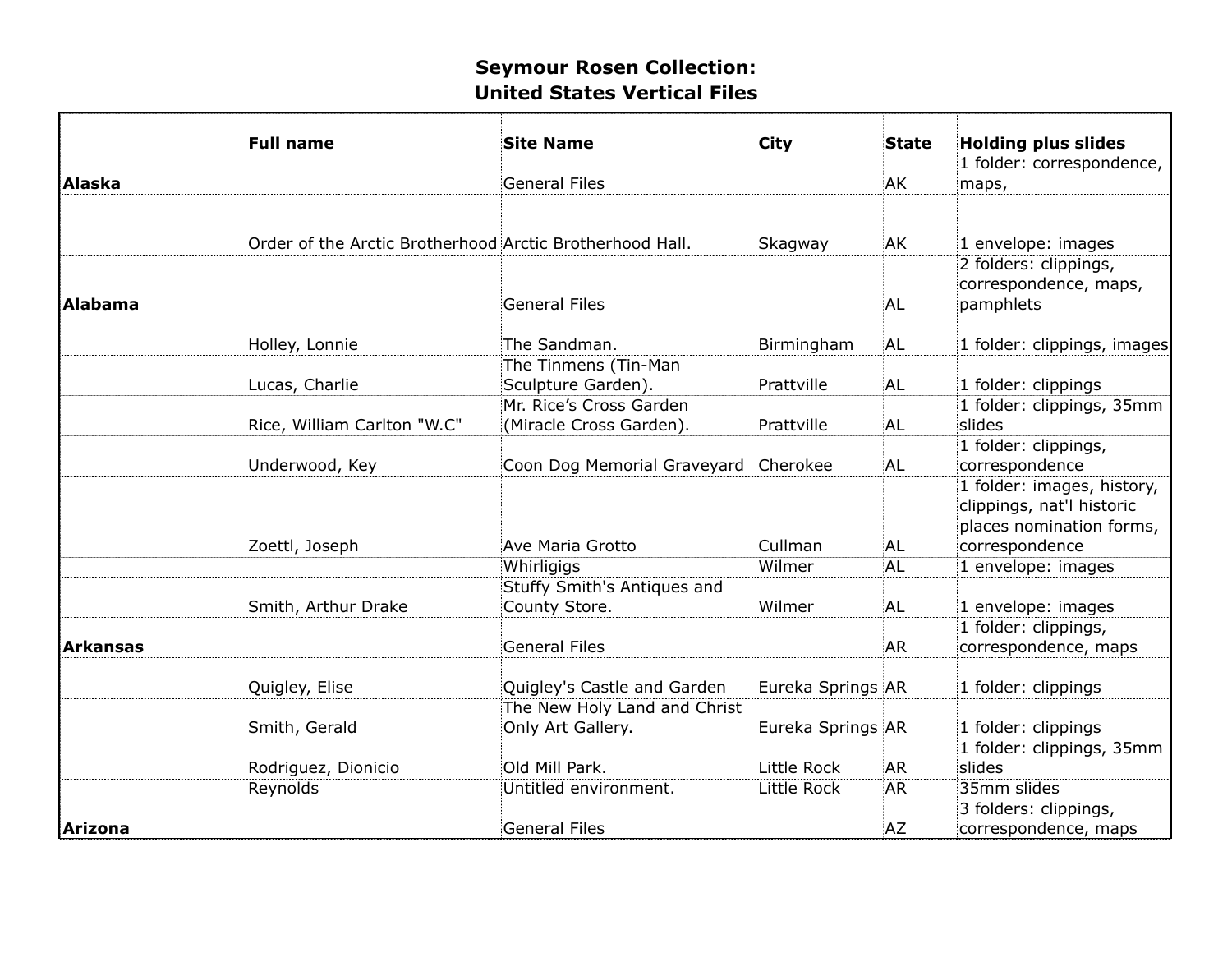# Seymour Rosen Collection:
# United States Vertical Files

| | Full name | Site Name | City | State | Holding plus slides |
|---|---|---|---|---|---|
| **Alaska** | | General Files | | AK | 1 folder: correspondence, maps, |
| | Order of the Arctic Brotherhood | Arctic Brotherhood Hall. | Skagway | AK | 1 envelope: images |
| **Alabama** | | General Files | | AL | 2 folders: clippings, correspondence, maps, pamphlets |
| | Holley, Lonnie | The Sandman. | Birmingham | AL | 1 folder: clippings, images |
| | Lucas, Charlie | The Tinmens (Tin-Man Sculpture Garden). | Prattville | AL | 1 folder: clippings |
| | Rice, William Carlton "W.C" | Mr. Rice’s Cross Garden (Miracle Cross Garden). | Prattville | AL | 1 folder: clippings, 35mm slides |
| | Underwood, Key | Coon Dog Memorial Graveyard | Cherokee | AL | 1 folder: clippings, correspondence |
| | Zoettl, Joseph | Ave Maria Grotto | Cullman | AL | 1 folder: images, history, clippings, nat'l historic places nomination forms, correspondence |
| | | Whirligigs | Wilmer | AL | 1 envelope: images |
| | Smith, Arthur Drake | Stuffy Smith's Antiques and County Store. | Wilmer | AL | 1 envelope: images |
| **Arkansas** | | General Files | | AR | 1 folder: clippings, correspondence, maps |
| | Quigley, Elise | Quigley's Castle and Garden | Eureka Springs | AR | 1 folder: clippings |
| | Smith, Gerald | The New Holy Land and Christ Only Art Gallery. | Eureka Springs | AR | 1 folder: clippings |
| | Rodriguez, Dionicio | Old Mill Park. | Little Rock | AR | 1 folder: clippings, 35mm slides |
| | Reynolds | Untitled environment. | Little Rock | AR | 35mm slides |
| **Arizona** | | General Files | | AZ | 3 folders: clippings, correspondence, maps |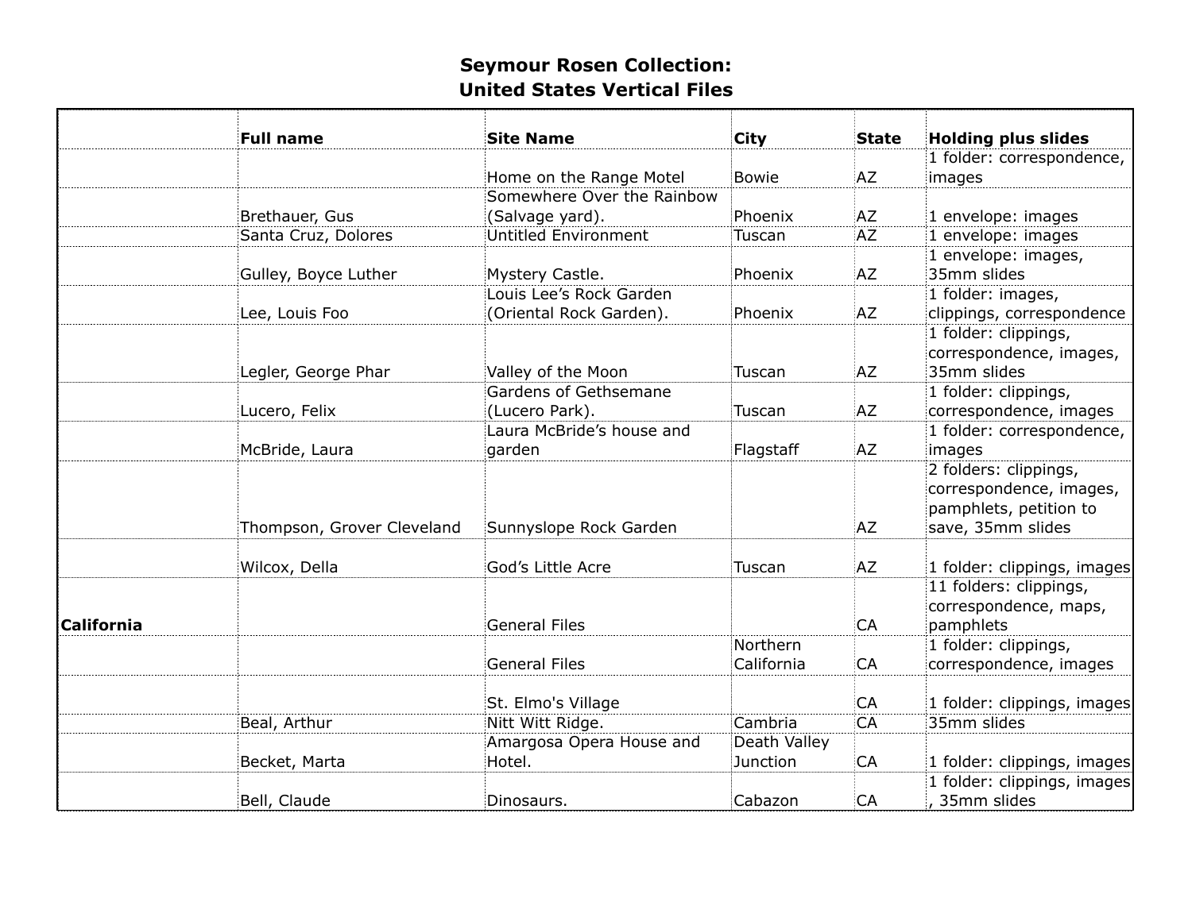## Seymour Rosen Collection:
## United States Vertical Files

| | Full name | Site Name | City | State | Holding plus slides |
|---|---|---|---|---|---|
| | | Home on the Range Motel | Bowie | AZ | 1 folder: correspondence, images |
| | Brethauer, Gus | Somewhere Over the Rainbow (Salvage yard). | Phoenix | AZ | 1 envelope: images |
| | Santa Cruz, Dolores | Untitled Environment | Tuscan | AZ | 1 envelope: images |
| | Gulley, Boyce Luther | Mystery Castle. | Phoenix | AZ | 1 envelope: images, 35mm slides |
| | Lee, Louis Foo | Louis Lee's Rock Garden (Oriental Rock Garden). | Phoenix | AZ | 1 folder: images, clippings, correspondence |
| | Legler, George Phar | Valley of the Moon | Tuscan | AZ | 1 folder: clippings, correspondence, images, 35mm slides |
| | Lucero, Felix | Gardens of Gethsemane (Lucero Park). | Tuscan | AZ | 1 folder: clippings, correspondence, images |
| | McBride, Laura | Laura McBride's house and garden | Flagstaff | AZ | 1 folder: correspondence, images |
| | Thompson, Grover Cleveland | Sunnyslope Rock Garden | | AZ | 2 folders: clippings, correspondence, images, pamphlets, petition to save, 35mm slides |
| | Wilcox, Della | God's Little Acre | Tuscan | AZ | 1 folder: clippings, images |
| **California** | | General Files | | CA | 11 folders: clippings, correspondence, maps, pamphlets |
| | | General Files | Northern California | CA | 1 folder: clippings, correspondence, images |
| | | St. Elmo's Village | | CA | 1 folder: clippings, images |
| | Beal, Arthur | Nitt Witt Ridge. | Cambria | CA | 35mm slides |
| | Becket, Marta | Amargosa Opera House and Hotel. | Death Valley Junction | CA | 1 folder: clippings, images |
| | Bell, Claude | Dinosaurs. | Cabazon | CA | 1 folder: clippings, images , 35mm slides |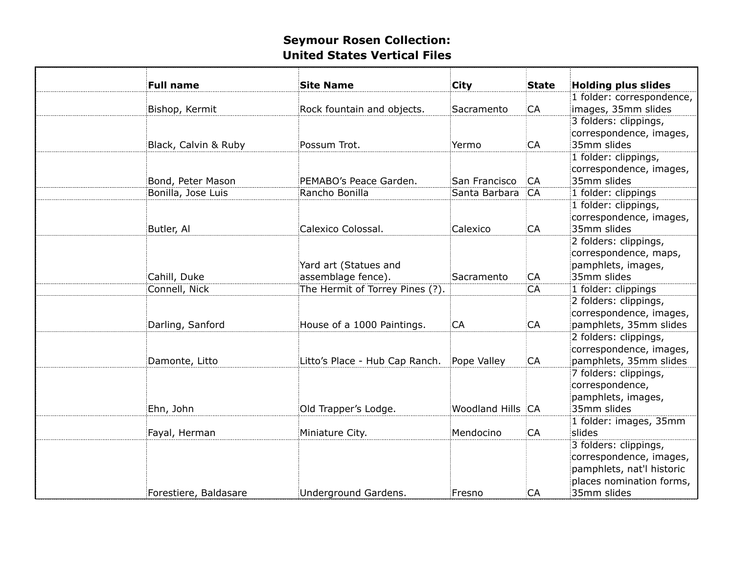# Seymour Rosen Collection: United States Vertical Files

| | Full name | Site Name | City | State | Holding plus slides |
|---|---|---|---|---|---|
| | Bishop, Kermit | Rock fountain and objects. | Sacramento | CA | 1 folder: correspondence, images, 35mm slides |
| | Black, Calvin & Ruby | Possum Trot. | Yermo | CA | 3 folders: clippings, correspondence, images, 35mm slides |
| | Bond, Peter Mason | PEMABO's Peace Garden. | San Francisco | CA | 1 folder: clippings, correspondence, images, 35mm slides |
| | Bonilla, Jose Luis | Rancho Bonilla | Santa Barbara | CA | 1 folder: clippings |
| | Butler, Al | Calexico Colossal. | Calexico | CA | 1 folder: clippings, correspondence, images, 35mm slides |
| | Cahill, Duke | Yard art (Statues and assemblage fence). | Sacramento | CA | 2 folders: clippings, correspondence, maps, pamphlets, images, 35mm slides |
| | Connell, Nick | The Hermit of Torrey Pines (?). | | CA | 1 folder: clippings |
| | Darling, Sanford | House of a 1000 Paintings. | CA | CA | 2 folders: clippings, correspondence, images, pamphlets, 35mm slides |
| | Damonte, Litto | Litto's Place - Hub Cap Ranch. | Pope Valley | CA | 2 folders: clippings, correspondence, images, pamphlets, 35mm slides |
| | Ehn, John | Old Trapper's Lodge. | Woodland Hills | CA | 7 folders: clippings, correspondence, pamphlets, images, 35mm slides |
| | Fayal, Herman | Miniature City. | Mendocino | CA | 1 folder: images, 35mm slides |
| | Forestiere, Baldasare | Underground Gardens. | Fresno | CA | 3 folders: clippings, correspondence, images, pamphlets, nat'l historic places nomination forms, 35mm slides |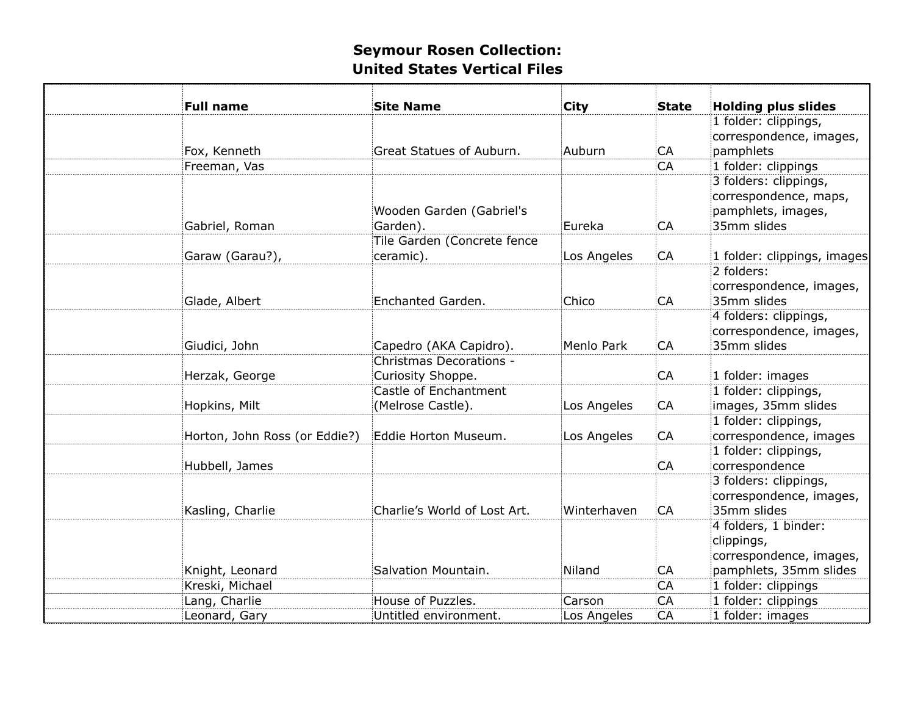# Seymour Rosen Collection: United States Vertical Files

| | Full name | Site Name | City | State | Holding plus slides |
|---|---|---|---|---|---|
| | Fox, Kenneth | Great Statues of Auburn. | Auburn | CA | 1 folder: clippings, correspondence, images, pamphlets |
| | Freeman, Vas | | | CA | 1 folder: clippings |
| | Gabriel, Roman | Wooden Garden (Gabriel's Garden). | Eureka | CA | 3 folders: clippings, correspondence, maps, pamphlets, images, 35mm slides |
| | Garaw (Garau?), | Tile Garden (Concrete fence ceramic). | Los Angeles | CA | 1 folder: clippings, images |
| | Glade, Albert | Enchanted Garden. | Chico | CA | 2 folders: correspondence, images, 35mm slides |
| | Giudici, John | Capedro (AKA Capidro). | Menlo Park | CA | 4 folders: clippings, correspondence, images, 35mm slides |
| | Herzak, George | Christmas Decorations - Curiosity Shoppe. | | CA | 1 folder: images |
| | Hopkins, Milt | Castle of Enchantment (Melrose Castle). | Los Angeles | CA | 1 folder: clippings, images, 35mm slides |
| | Horton, John Ross (or Eddie?) | Eddie Horton Museum. | Los Angeles | CA | 1 folder: clippings, correspondence, images |
| | Hubbell, James | | | CA | 1 folder: clippings, correspondence |
| | Kasling, Charlie | Charlie's World of Lost Art. | Winterhaven | CA | 3 folders: clippings, correspondence, images, 35mm slides |
| | Knight, Leonard | Salvation Mountain. | Niland | CA | 4 folders, 1 binder: clippings, correspondence, images, pamphlets, 35mm slides |
| | Kreski, Michael | | | CA | 1 folder: clippings |
| | Lang, Charlie | House of Puzzles. | Carson | CA | 1 folder: clippings |
| | Leonard, Gary | Untitled environment. | Los Angeles | CA | 1 folder: images |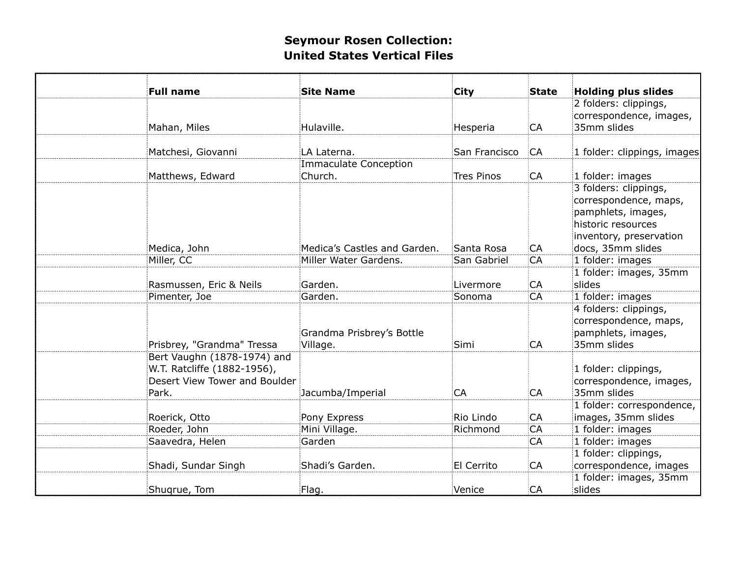# Seymour Rosen Collection: United States Vertical Files

| | Full name | Site Name | City | State | Holding plus slides |
|---|---|---|---|---|---|
| | Mahan, Miles | Hulaville. | Hesperia | CA | 2 folders: clippings, correspondence, images, 35mm slides |
| | Matchesi, Giovanni | LA Laterna. | San Francisco | CA | 1 folder: clippings, images |
| | Matthews, Edward | Immaculate Conception Church. | Tres Pinos | CA | 1 folder: images |
| | Medica, John | Medica's Castles and Garden. | Santa Rosa | CA | 3 folders: clippings, correspondence, maps, pamphlets, images, historic resources inventory, preservation docs, 35mm slides |
| | Miller, CC | Miller Water Gardens. | San Gabriel | CA | 1 folder: images |
| | Rasmussen, Eric & Neils | Garden. | Livermore | CA | 1 folder: images, 35mm slides |
| | Pimenter, Joe | Garden. | Sonoma | CA | 1 folder: images |
| | Prisbrey, "Grandma" Tressa | Grandma Prisbrey's Bottle Village. | Simi | CA | 4 folders: clippings, correspondence, maps, pamphlets, images, 35mm slides |
| | Bert Vaughn (1878-1974) and W.T. Ratcliffe (1882-1956), Desert View Tower and Boulder Park. | Jacumba/Imperial | CA | CA | 1 folder: clippings, correspondence, images, 35mm slides |
| | Roerick, Otto | Pony Express | Rio Lindo | CA | 1 folder: correspondence, images, 35mm slides |
| | Roeder, John | Mini Village. | Richmond | CA | 1 folder: images |
| | Saavedra, Helen | Garden | | CA | 1 folder: images |
| | Shadi, Sundar Singh | Shadi's Garden. | El Cerrito | CA | 1 folder: clippings, correspondence, images |
| | Shuqrue, Tom | Flag. | Venice | CA | 1 folder: images, 35mm slides |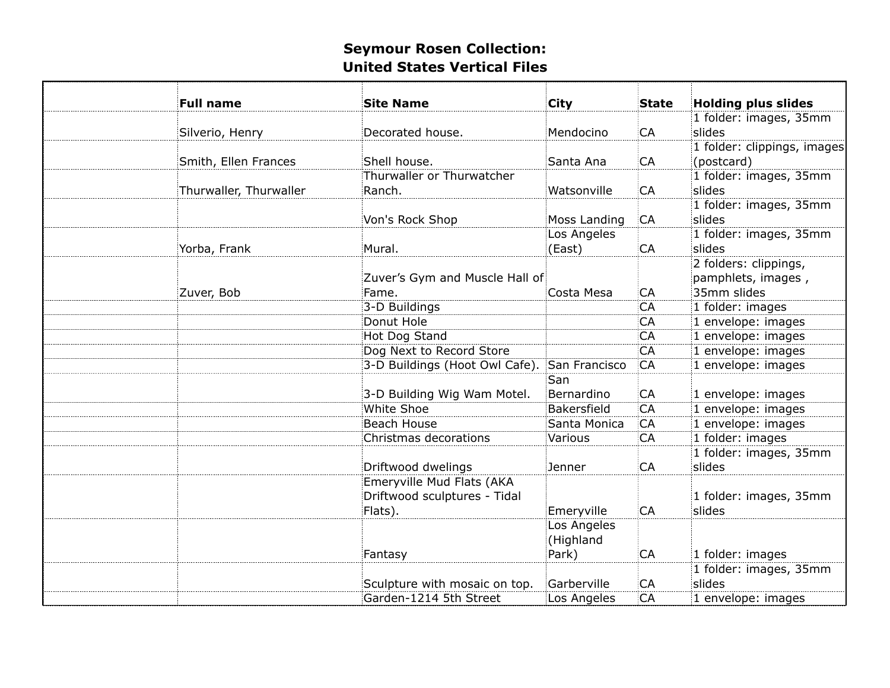# Seymour Rosen Collection:
# United States Vertical Files

| | Full name | Site Name | City | State | Holding plus slides |
|---|---|---|---|---|---|
| | Silverio, Henry | Decorated house. | Mendocino | CA | 1 folder: images, 35mm slides |
| | Smith, Ellen Frances | Shell house. | Santa Ana | CA | 1 folder: clippings, images (postcard) |
| | Thurwaller, Thurwaller | Thurwaller or Thurwatcher Ranch. | Watsonville | CA | 1 folder: images, 35mm slides |
| | | Von's Rock Shop | Moss Landing | CA | 1 folder: images, 35mm slides |
| | Yorba, Frank | Mural. | Los Angeles (East) | CA | 1 folder: images, 35mm slides |
| | Zuver, Bob | Zuver's Gym and Muscle Hall of Fame. | Costa Mesa | CA | 2 folders: clippings, pamphlets, images , 35mm slides |
| | | 3-D Buildings | | CA | 1 folder: images |
| | | Donut Hole | | CA | 1 envelope: images |
| | | Hot Dog Stand | | CA | 1 envelope: images |
| | | Dog Next to Record Store | | CA | 1 envelope: images |
| | | 3-D Buildings (Hoot Owl Cafe). | San Francisco | CA | 1 envelope: images |
| | | 3-D Building Wig Wam Motel. | San Bernardino | CA | 1 envelope: images |
| | | White Shoe | Bakersfield | CA | 1 envelope: images |
| | | Beach House | Santa Monica | CA | 1 envelope: images |
| | | Christmas decorations | Various | CA | 1 folder: images |
| | | Driftwood dwellings | Jenner | CA | 1 folder: images, 35mm slides |
| | | Emeryville Mud Flats (AKA Driftwood sculptures - Tidal Flats). | Emeryville | CA | 1 folder: images, 35mm slides |
| | | Fantasy | Los Angeles (Highland Park) | CA | 1 folder: images |
| | | Sculpture with mosaic on top. | Garberville | CA | 1 folder: images, 35mm slides |
| | | Garden-1214 5th Street | Los Angeles | CA | 1 envelope: images |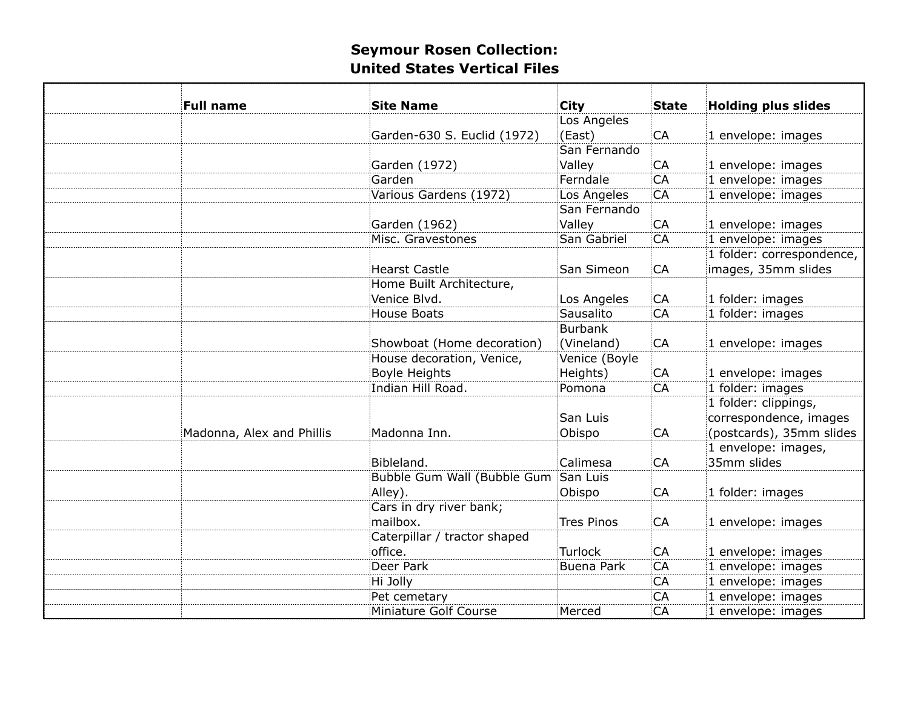# Seymour Rosen Collection: United States Vertical Files

| | Full name | Site Name | City | State | Holding plus slides |
|---|---|---|---|---|---|
| | | Garden-630 S. Euclid (1972) | Los Angeles (East) | CA | 1 envelope: images |
| | | Garden (1972) | San Fernando Valley | CA | 1 envelope: images |
| | | Garden | Ferndale | CA | 1 envelope: images |
| | | Various Gardens (1972) | Los Angeles | CA | 1 envelope: images |
| | | Garden (1962) | San Fernando Valley | CA | 1 envelope: images |
| | | Misc. Gravestones | San Gabriel | CA | 1 envelope: images |
| | | Hearst Castle | San Simeon | CA | 1 folder: correspondence, images, 35mm slides |
| | | Home Built Architecture, Venice Blvd. | Los Angeles | CA | 1 folder: images |
| | | House Boats | Sausalito | CA | 1 folder: images |
| | | Showboat (Home decoration) | Burbank (Vineland) | CA | 1 envelope: images |
| | | House decoration, Venice, Boyle Heights | Venice (Boyle Heights) | CA | 1 envelope: images |
| | | Indian Hill Road. | Pomona | CA | 1 folder: images |
| | Madonna, Alex and Phillis | Madonna Inn. | San Luis Obispo | CA | 1 folder: clippings, correspondence, images (postcards), 35mm slides |
| | | Bibleland. | Calimesa | CA | 1 envelope: images, 35mm slides |
| | | Bubble Gum Wall (Bubble Gum Alley). | San Luis Obispo | CA | 1 folder: images |
| | | Cars in dry river bank; mailbox. | Tres Pinos | CA | 1 envelope: images |
| | | Caterpillar / tractor shaped office. | Turlock | CA | 1 envelope: images |
| | | Deer Park | Buena Park | CA | 1 envelope: images |
| | | Hi Jolly | | CA | 1 envelope: images |
| | | Pet cemetary | | CA | 1 envelope: images |
| | | Miniature Golf Course | Merced | CA | 1 envelope: images |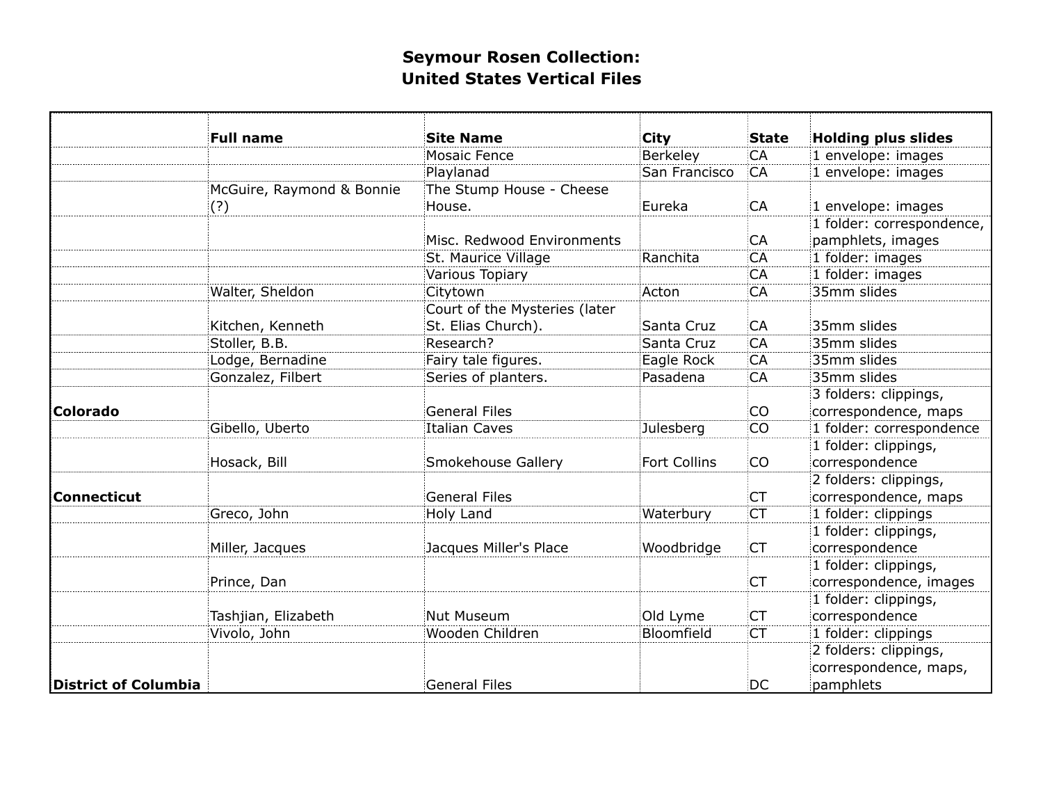# Seymour Rosen Collection: United States Vertical Files

| | Full name | Site Name | City | State | Holding plus slides |
|---|---|---|---|---|---|
| | | Mosaic Fence | Berkeley | CA | 1 envelope: images |
| | | Playlanad | San Francisco | CA | 1 envelope: images |
| | McGuire, Raymond & Bonnie (?) | The Stump House - Cheese House. | Eureka | CA | 1 envelope: images |
| | | Misc. Redwood Environments | | CA | 1 folder: correspondence, pamphlets, images |
| | | St. Maurice Village | Ranchita | CA | 1 folder: images |
| | | Various Topiary | | CA | 1 folder: images |
| | Walter, Sheldon | Citytown | Acton | CA | 35mm slides |
| | Kitchen, Kenneth | Court of the Mysteries (later St. Elias Church). | Santa Cruz | CA | 35mm slides |
| | Stoller, B.B. | Research? | Santa Cruz | CA | 35mm slides |
| | Lodge, Bernadine | Fairy tale figures. | Eagle Rock | CA | 35mm slides |
| | Gonzalez, Filbert | Series of planters. | Pasadena | CA | 35mm slides |
| **Colorado** | | General Files | | CO | 3 folders: clippings, correspondence, maps |
| | Gibello, Uberto | Italian Caves | Julesberg | CO | 1 folder: correspondence |
| | Hosack, Bill | Smokehouse Gallery | Fort Collins | CO | 1 folder: clippings, correspondence |
| **Connecticut** | | General Files | | CT | 2 folders: clippings, correspondence, maps |
| | Greco, John | Holy Land | Waterbury | CT | 1 folder: clippings |
| | Miller, Jacques | Jacques Miller's Place | Woodbridge | CT | 1 folder: clippings, correspondence |
| | Prince, Dan | | | CT | 1 folder: clippings, correspondence, images |
| | Tashjian, Elizabeth | Nut Museum | Old Lyme | CT | 1 folder: clippings, correspondence |
| | Vivolo, John | Wooden Children | Bloomfield | CT | 1 folder: clippings |
| **District of Columbia** | | General Files | | DC | 2 folders: clippings, correspondence, maps, pamphlets |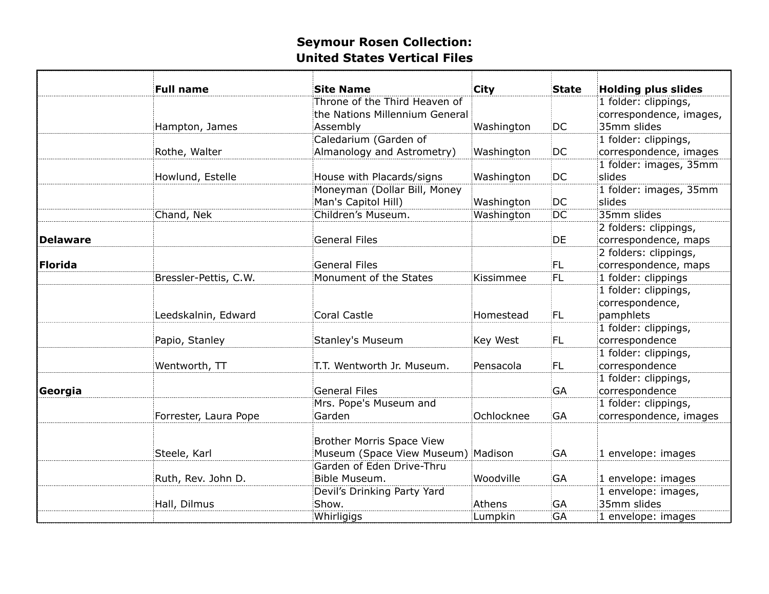# Seymour Rosen Collection:
# United States Vertical Files

| | Full name | Site Name | City | State | Holding plus slides |
|---|---|---|---|---|---|
| | Hampton, James | Throne of the Third Heaven of the Nations Millennium General Assembly | Washington | DC | 1 folder: clippings, correspondence, images, 35mm slides |
| | Rothe, Walter | Caledarium (Garden of Almanology and Astrometry) | Washington | DC | 1 folder: clippings, correspondence, images |
| | Howlund, Estelle | House with Placards/signs | Washington | DC | 1 folder: images, 35mm slides |
| | | Moneyman (Dollar Bill, Money Man's Capitol Hill) | Washington | DC | 1 folder: images, 35mm slides |
| | Chand, Nek | Children's Museum. | Washington | DC | 35mm slides |
| **Delaware** | | General Files | | DE | 2 folders: clippings, correspondence, maps |
| **Florida** | | General Files | | FL | 2 folders: clippings, correspondence, maps |
| | Bressler-Pettis, C.W. | Monument of the States | Kissimmee | FL | 1 folder: clippings |
| | Leedskalnin, Edward | Coral Castle | Homestead | FL | 1 folder: clippings, correspondence, pamphlets |
| | Papio, Stanley | Stanley's Museum | Key West | FL | 1 folder: clippings, correspondence |
| | Wentworth, TT | T.T. Wentworth Jr. Museum. | Pensacola | FL | 1 folder: clippings, correspondence |
| **Georgia** | | General Files | | GA | 1 folder: clippings, correspondence |
| | Forrester, Laura Pope | Mrs. Pope's Museum and Garden | Ochlocknee | GA | 1 folder: clippings, correspondence, images |
| | Steele, Karl | Brother Morris Space View Museum (Space View Museum) | Madison | GA | 1 envelope: images |
| | Ruth, Rev. John D. | Garden of Eden Drive-Thru Bible Museum. | Woodville | GA | 1 envelope: images |
| | Hall, Dilmus | Devil's Drinking Party Yard Show. | Athens | GA | 1 envelope: images, 35mm slides |
| | | Whirligigs | Lumpkin | GA | 1 envelope: images |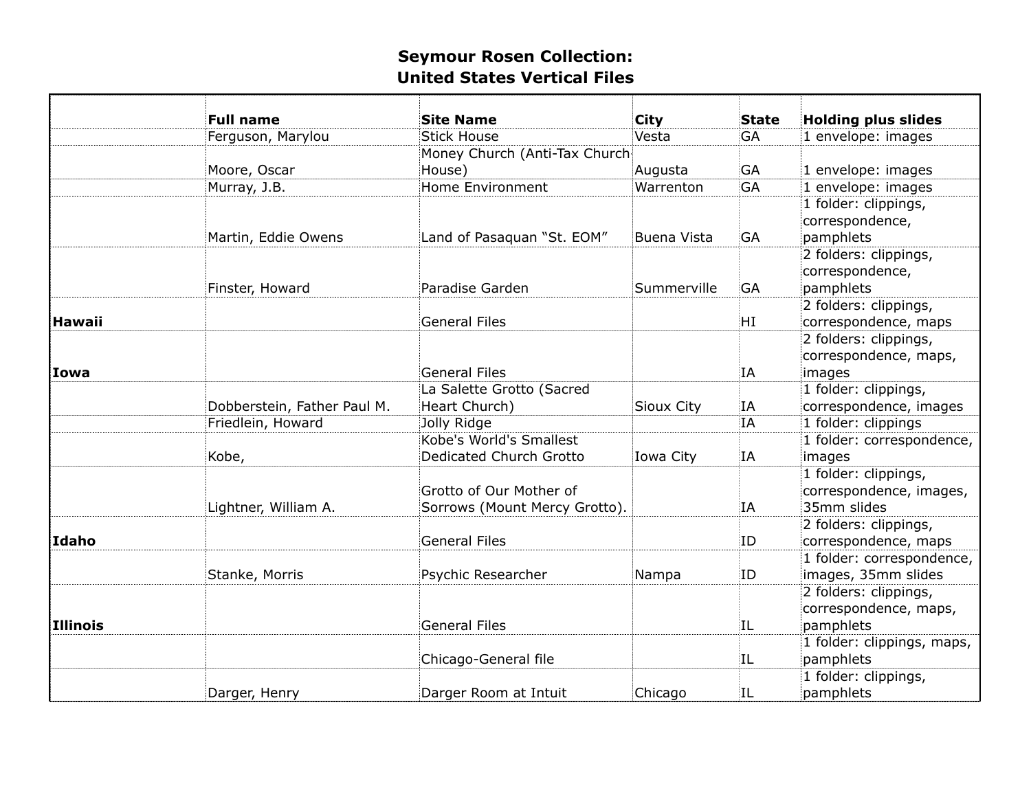# Seymour Rosen Collection: United States Vertical Files

| | Full name | Site Name | City | State | Holding plus slides |
|---|---|---|---|---|---|
| | Ferguson, Marylou | Stick House | Vesta | GA | 1 envelope: images |
| | Moore, Oscar | Money Church (Anti-Tax Church House) | Augusta | GA | 1 envelope: images |
| | Murray, J.B. | Home Environment | Warrenton | GA | 1 envelope: images |
| | Martin, Eddie Owens | Land of Pasaquan "St. EOM" | Buena Vista | GA | 1 folder: clippings, correspondence, pamphlets |
| | Finster, Howard | Paradise Garden | Summerville | GA | 2 folders: clippings, correspondence, pamphlets |
| **Hawaii** | | General Files | | HI | 2 folders: clippings, correspondence, maps |
| **Iowa** | | General Files | | IA | 2 folders: clippings, correspondence, maps, images |
| | Dobberstein, Father Paul M. | La Salette Grotto (Sacred Heart Church) | Sioux City | IA | 1 folder: clippings, correspondence, images |
| | Friedlein, Howard | Jolly Ridge | | IA | 1 folder: clippings |
| | Kobe, | Kobe's World's Smallest Dedicated Church Grotto | Iowa City | IA | 1 folder: correspondence, images |
| | Lightner, William A. | Grotto of Our Mother of Sorrows (Mount Mercy Grotto). | | IA | 1 folder: clippings, correspondence, images, 35mm slides |
| **Idaho** | | General Files | | ID | 2 folders: clippings, correspondence, maps |
| | Stanke, Morris | Psychic Researcher | Nampa | ID | 1 folder: correspondence, images, 35mm slides |
| **Illinois** | | General Files | | IL | 2 folders: clippings, correspondence, maps, pamphlets |
| | | Chicago-General file | | IL | 1 folder: clippings, maps, pamphlets |
| | Darger, Henry | Darger Room at Intuit | Chicago | IL | 1 folder: clippings, pamphlets |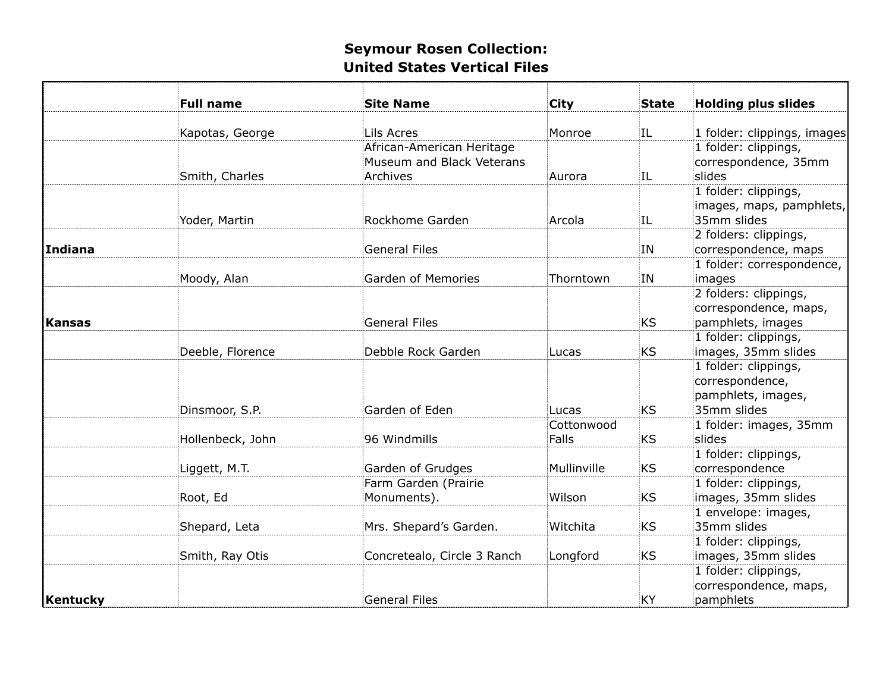# Seymour Rosen Collection:
# United States Vertical Files

| | Full name | Site Name | City | State | Holding plus slides |
|---|---|---|---|---|---|
| | Kapotas, George | Lils Acres | Monroe | IL | 1 folder: clippings, images |
| | Smith, Charles | African-American Heritage Museum and Black Veterans Archives | Aurora | IL | 1 folder: clippings, correspondence, 35mm slides |
| | Yoder, Martin | Rockhome Garden | Arcola | IL | 1 folder: clippings, images, maps, pamphlets, 35mm slides |
| **Indiana** | | General Files | | IN | 2 folders: clippings, correspondence, maps |
| | Moody, Alan | Garden of Memories | Thorntown | IN | 1 folder: correspondence, images |
| **Kansas** | | General Files | | KS | 2 folders: clippings, correspondence, maps, pamphlets, images |
| | Deeble, Florence | Debble Rock Garden | Lucas | KS | 1 folder: clippings, images, 35mm slides |
| | Dinsmoor, S.P. | Garden of Eden | Lucas | KS | 1 folder: clippings, correspondence, pamphlets, images, 35mm slides |
| | Hollenbeck, John | 96 Windmills | Cottonwood Falls | KS | 1 folder: images, 35mm slides |
| | Liggett, M.T. | Garden of Grudges | Mullinville | KS | 1 folder: clippings, correspondence |
| | Root, Ed | Farm Garden (Prairie Monuments). | Wilson | KS | 1 folder: clippings, images, 35mm slides |
| | Shepard, Leta | Mrs. Shepard's Garden. | Witchita | KS | 1 envelope: images, 35mm slides |
| | Smith, Ray Otis | Concretealo, Circle 3 Ranch | Longford | KS | 1 folder: clippings, images, 35mm slides |
| **Kentucky** | | General Files | | KY | 1 folder: clippings, correspondence, maps, pamphlets |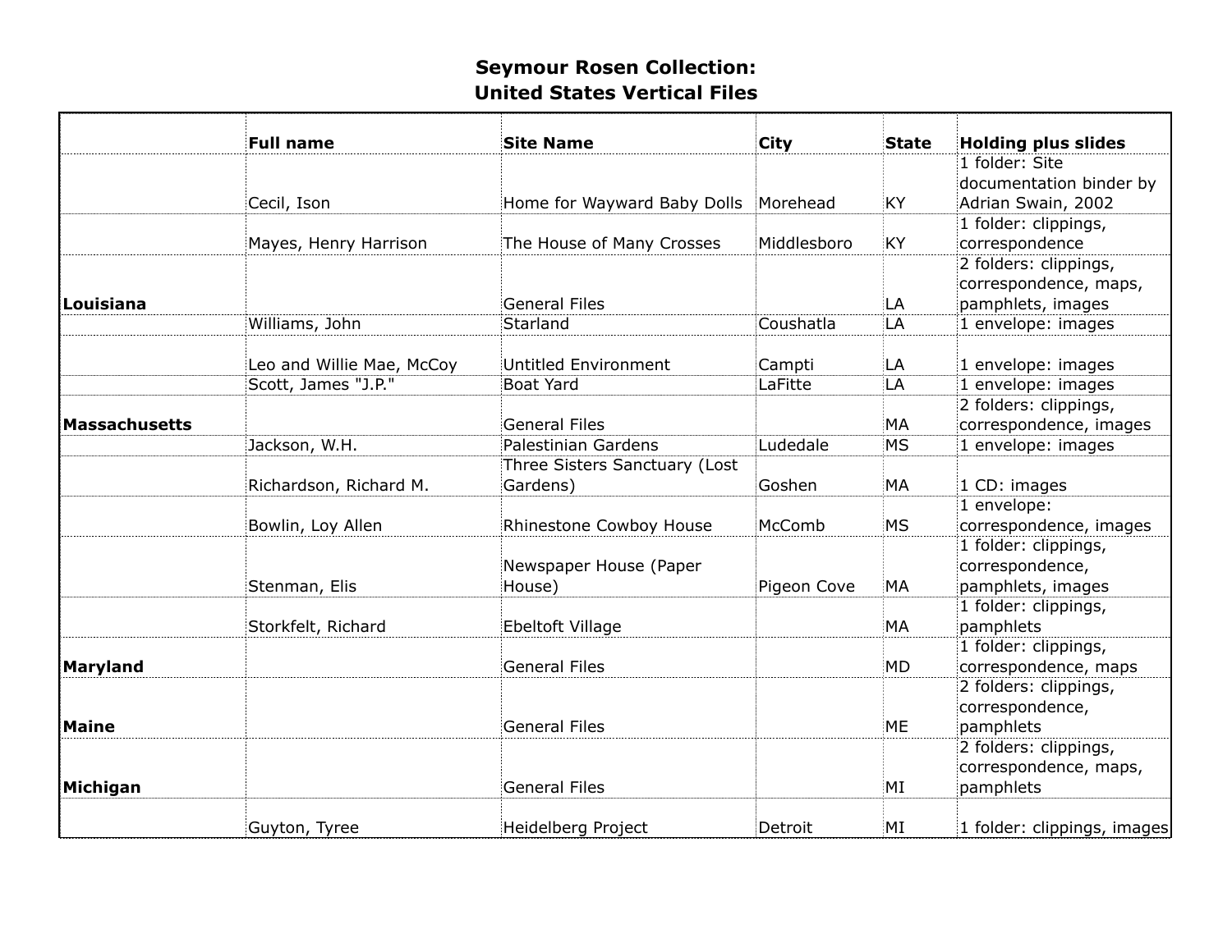# Seymour Rosen Collection:
# United States Vertical Files

| | Full name | Site Name | City | State | Holding plus slides |
|---|---|---|---|---|---|
| | Cecil, Ison | Home for Wayward Baby Dolls | Morehead | KY | 1 folder: Site documentation binder by Adrian Swain, 2002 |
| | Mayes, Henry Harrison | The House of Many Crosses | Middlesboro | KY | 1 folder: clippings, correspondence |
| **Louisiana** | | General Files | | LA | 2 folders: clippings, correspondence, maps, pamphlets, images |
| | Williams, John | Starland | Coushatla | LA | 1 envelope: images |
| | Leo and Willie Mae, McCoy | Untitled Environment | Campti | LA | 1 envelope: images |
| | Scott, James "J.P." | Boat Yard | LaFitte | LA | 1 envelope: images |
| **Massachusetts** | | General Files | | MA | 2 folders: clippings, correspondence, images |
| | Jackson, W.H. | Palestinian Gardens | Ludedale | MS | 1 envelope: images |
| | Richardson, Richard M. | Three Sisters Sanctuary (Lost Gardens) | Goshen | MA | 1 CD: images |
| | Bowlin, Loy Allen | Rhinestone Cowboy House | McComb | MS | 1 envelope: correspondence, images |
| | Stenman, Elis | Newspaper House (Paper House) | Pigeon Cove | MA | 1 folder: clippings, correspondence, pamphlets, images |
| | Storkfelt, Richard | Ebeltoft Village | | MA | 1 folder: clippings, pamphlets |
| **Maryland** | | General Files | | MD | 1 folder: clippings, correspondence, maps |
| **Maine** | | General Files | | ME | 2 folders: clippings, correspondence, pamphlets |
| **Michigan** | | General Files | | MI | 2 folders: clippings, correspondence, maps, pamphlets |
| | Guyton, Tyree | Heidelberg Project | Detroit | MI | 1 folder: clippings, images |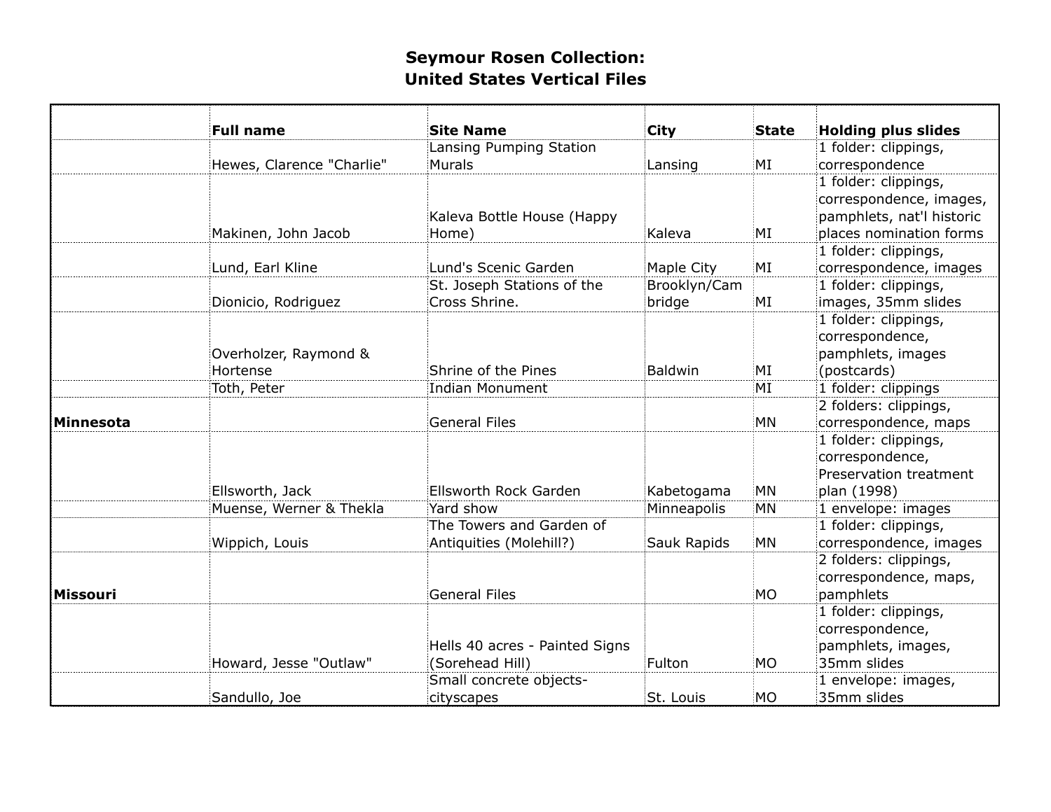# Seymour Rosen Collection:
# United States Vertical Files

| | Full name | Site Name | City | State | Holding plus slides |
|---|---|---|---|---|---|
| | Hewes, Clarence "Charlie" | Lansing Pumping Station Murals | Lansing | MI | 1 folder: clippings, correspondence |
| | Makinen, John Jacob | Kaleva Bottle House (Happy Home) | Kaleva | MI | 1 folder: clippings, correspondence, images, pamphlets, nat'l historic places nomination forms |
| | Lund, Earl Kline | Lund's Scenic Garden | Maple City | MI | 1 folder: clippings, correspondence, images |
| | Dionicio, Rodriguez | St. Joseph Stations of the Cross Shrine. | Brooklyn/Cambridge | MI | 1 folder: clippings, images, 35mm slides |
| | Overholzer, Raymond & Hortense | Shrine of the Pines | Baldwin | MI | 1 folder: clippings, correspondence, pamphlets, images (postcards) |
| | Toth, Peter | Indian Monument | | MI | 1 folder: clippings |
| **Minnesota** | | General Files | | MN | 2 folders: clippings, correspondence, maps |
| | Ellsworth, Jack | Ellsworth Rock Garden | Kabetogama | MN | 1 folder: clippings, correspondence, Preservation treatment plan (1998) |
| | Muense, Werner & Thekla | Yard show | Minneapolis | MN | 1 envelope: images |
| | Wippich, Louis | The Towers and Garden of Antiquities (Molehill?) | Sauk Rapids | MN | 1 folder: clippings, correspondence, images |
| **Missouri** | | General Files | | MO | 2 folders: clippings, correspondence, maps, pamphlets |
| | Howard, Jesse "Outlaw" | Hells 40 acres - Painted Signs (Sorehead Hill) | Fulton | MO | 1 folder: clippings, correspondence, pamphlets, images, 35mm slides |
| | Sandullo, Joe | Small concrete objects-cityscapes | St. Louis | MO | 1 envelope: images, 35mm slides |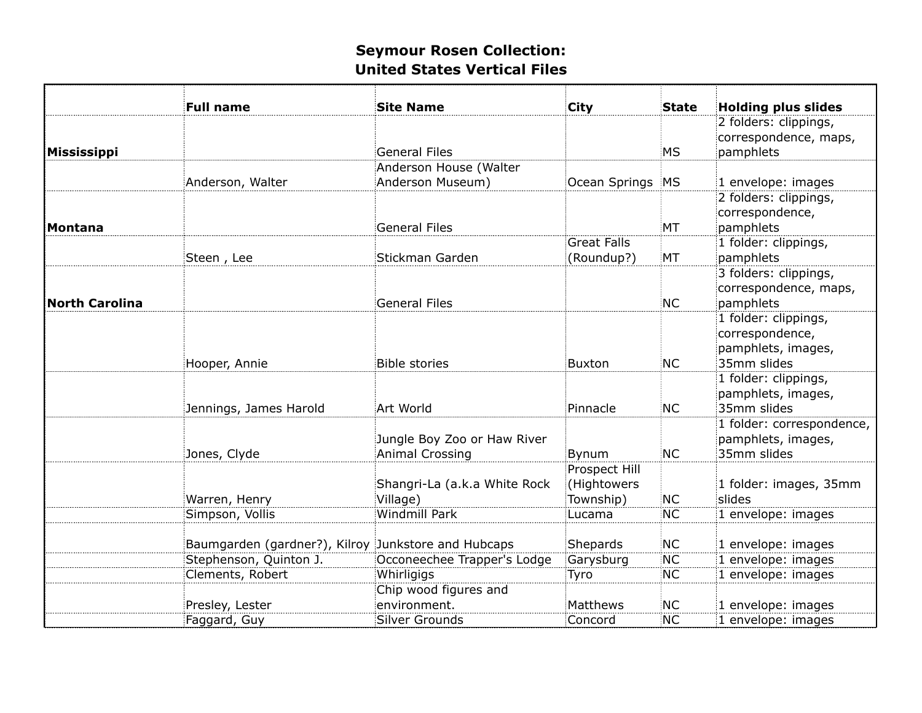# Seymour Rosen Collection:
# United States Vertical Files

| | Full name | Site Name | City | State | Holding plus slides |
|---|---|---|---|---|---|
| **Mississippi** | | General Files | | MS | 2 folders: clippings, correspondence, maps, pamphlets |
| | Anderson, Walter | Anderson House (Walter Anderson Museum) | Ocean Springs | MS | 1 envelope: images |
| **Montana** | | General Files | | MT | 2 folders: clippings, correspondence, pamphlets |
| | Steen , Lee | Stickman Garden | Great Falls (Roundup?) | MT | 1 folder: clippings, pamphlets |
| **North Carolina** | | General Files | | NC | 3 folders: clippings, correspondence, maps, pamphlets |
| | Hooper, Annie | Bible stories | Buxton | NC | 1 folder: clippings, correspondence, pamphlets, images, 35mm slides |
| | Jennings, James Harold | Art World | Pinnacle | NC | 1 folder: clippings, pamphlets, images, 35mm slides |
| | Jones, Clyde | Jungle Boy Zoo or Haw River Animal Crossing | Bynum | NC | 1 folder: correspondence, pamphlets, images, 35mm slides |
| | Warren, Henry | Shangri-La (a.k.a White Rock Village) | Prospect Hill (Hightowers Township) | NC | 1 folder: images, 35mm slides |
| | Simpson, Vollis | Windmill Park | Lucama | NC | 1 envelope: images |
| | Baumgarden (gardner?), Kilroy | Junkstore and Hubcaps | Shepards | NC | 1 envelope: images |
| | Stephenson, Quinton J. | Occoneechee Trapper's Lodge | Garysburg | NC | 1 envelope: images |
| | Clements, Robert | Whirligigs | Tyro | NC | 1 envelope: images |
| | Presley, Lester | Chip wood figures and environment. | Matthews | NC | 1 envelope: images |
| | Faggard, Guy | Silver Grounds | Concord | NC | 1 envelope: images |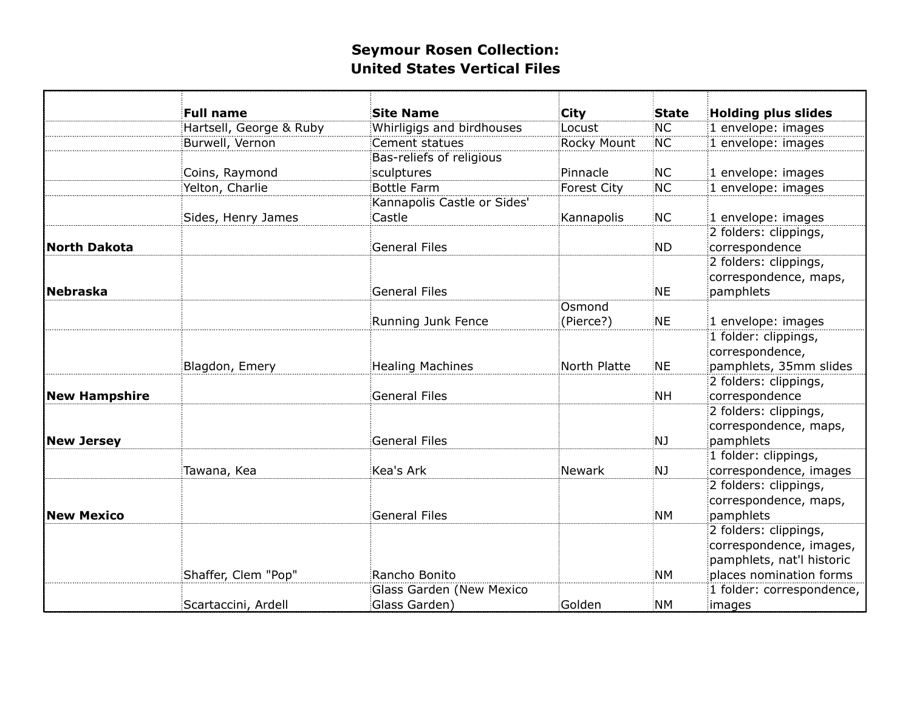# Seymour Rosen Collection:
# United States Vertical Files

| | Full name | Site Name | City | State | Holding plus slides |
|---|---|---|---|---|---|
| | Hartsell, George & Ruby | Whirligigs and birdhouses | Locust | NC | 1 envelope: images |
| | Burwell, Vernon | Cement statues | Rocky Mount | NC | 1 envelope: images |
| | Coins, Raymond | Bas-reliefs of religious sculptures | Pinnacle | NC | 1 envelope: images |
| | Yelton, Charlie | Bottle Farm | Forest City | NC | 1 envelope: images |
| | Sides, Henry James | Kannapolis Castle or Sides' Castle | Kannapolis | NC | 1 envelope: images |
| **North Dakota** | | General Files | | ND | 2 folders: clippings, correspondence |
| **Nebraska** | | General Files | | NE | 2 folders: clippings, correspondence, maps, pamphlets |
| | | Running Junk Fence | Osmond (Pierce?) | NE | 1 envelope: images |
| | Blagdon, Emery | Healing Machines | North Platte | NE | 1 folder: clippings, correspondence, pamphlets, 35mm slides |
| **New Hampshire** | | General Files | | NH | 2 folders: clippings, correspondence |
| **New Jersey** | | General Files | | NJ | 2 folders: clippings, correspondence, maps, pamphlets |
| | Tawana, Kea | Kea's Ark | Newark | NJ | 1 folder: clippings, correspondence, images |
| **New Mexico** | | General Files | | NM | 2 folders: clippings, correspondence, maps, pamphlets |
| | Shaffer, Clem "Pop" | Rancho Bonito | | NM | 2 folders: clippings, correspondence, images, pamphlets, nat'l historic places nomination forms |
| | Scartaccini, Ardell | Glass Garden (New Mexico Glass Garden) | Golden | NM | 1 folder: correspondence, images |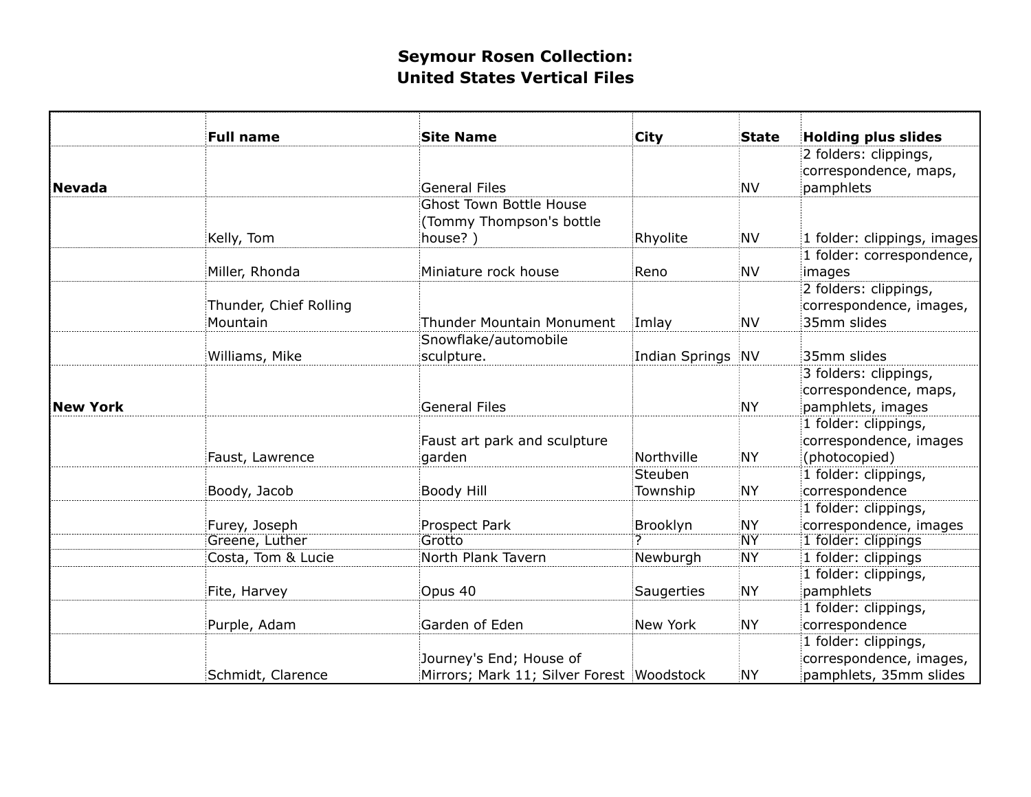# Seymour Rosen Collection:
# United States Vertical Files

| | Full name | Site Name | City | State | Holding plus slides |
|---|---|---|---|---|---|
| **Nevada** | | General Files | | NV | 2 folders: clippings, correspondence, maps, pamphlets |
| | Kelly, Tom | Ghost Town Bottle House (Tommy Thompson's bottle house? ) | Rhyolite | NV | 1 folder: clippings, images |
| | Miller, Rhonda | Miniature rock house | Reno | NV | 1 folder: correspondence, images |
| | Thunder, Chief Rolling Mountain | Thunder Mountain Monument | Imlay | NV | 2 folders: clippings, correspondence, images, 35mm slides |
| | Williams, Mike | Snowflake/automobile sculpture. | Indian Springs | NV | 35mm slides |
| **New York** | | General Files | | NY | 3 folders: clippings, correspondence, maps, pamphlets, images |
| | Faust, Lawrence | Faust art park and sculpture garden | Northville | NY | 1 folder: clippings, correspondence, images (photocopied) |
| | Boody, Jacob | Boody Hill | Steuben Township | NY | 1 folder: clippings, correspondence |
| | Furey, Joseph | Prospect Park | Brooklyn | NY | 1 folder: clippings, correspondence, images |
| | Greene, Luther | Grotto | ? | NY | 1 folder: clippings |
| | Costa, Tom & Lucie | North Plank Tavern | Newburgh | NY | 1 folder: clippings |
| | Fite, Harvey | Opus 40 | Saugerties | NY | 1 folder: clippings, pamphlets |
| | Purple, Adam | Garden of Eden | New York | NY | 1 folder: clippings, correspondence |
| | Schmidt, Clarence | Journey's End; House of Mirrors; Mark 11; Silver Forest | Woodstock | NY | 1 folder: clippings, correspondence, images, pamphlets, 35mm slides |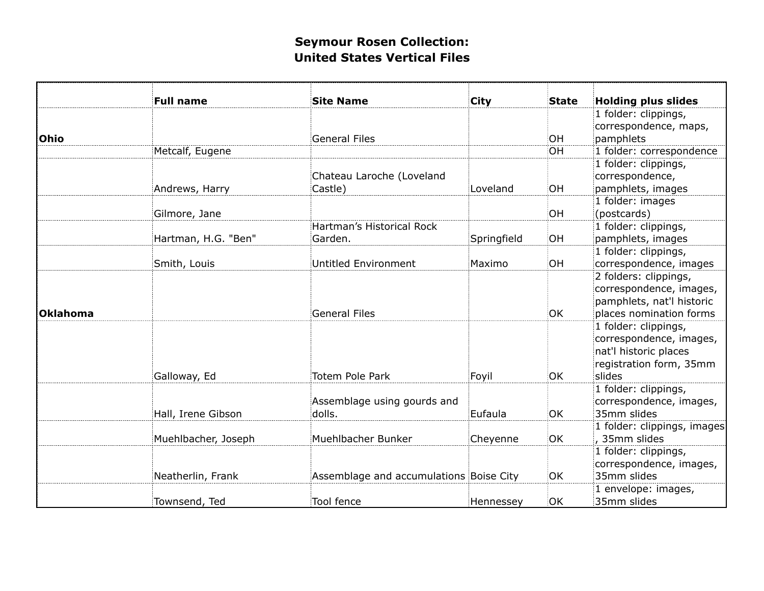# Seymour Rosen Collection:
# United States Vertical Files

| | Full name | Site Name | City | State | Holding plus slides |
|---|---|---|---|---|---|
| **Ohio** | | General Files | | OH | 1 folder: clippings, correspondence, maps, pamphlets |
| | Metcalf, Eugene | | | OH | 1 folder: correspondence |
| | Andrews, Harry | Chateau Laroche (Loveland Castle) | Loveland | OH | 1 folder: clippings, correspondence, pamphlets, images |
| | Gilmore, Jane | | | OH | 1 folder: images (postcards) |
| | Hartman, H.G. "Ben" | Hartman's Historical Rock Garden. | Springfield | OH | 1 folder: clippings, pamphlets, images |
| | Smith, Louis | Untitled Environment | Maximo | OH | 1 folder: clippings, correspondence, images |
| **Oklahoma** | | General Files | | OK | 2 folders: clippings, correspondence, images, pamphlets, nat'l historic places nomination forms |
| | Galloway, Ed | Totem Pole Park | Foyil | OK | 1 folder: clippings, correspondence, images, nat'l historic places registration form, 35mm slides |
| | Hall, Irene Gibson | Assemblage using gourds and dolls. | Eufaula | OK | 1 folder: clippings, correspondence, images, 35mm slides |
| | Muehlbacher, Joseph | Muehlbacher Bunker | Cheyenne | OK | 1 folder: clippings, images , 35mm slides |
| | Neatherlin, Frank | Assemblage and accumulations | Boise City | OK | 1 folder: clippings, correspondence, images, 35mm slides |
| | Townsend, Ted | Tool fence | Hennessey | OK | 1 envelope: images, 35mm slides |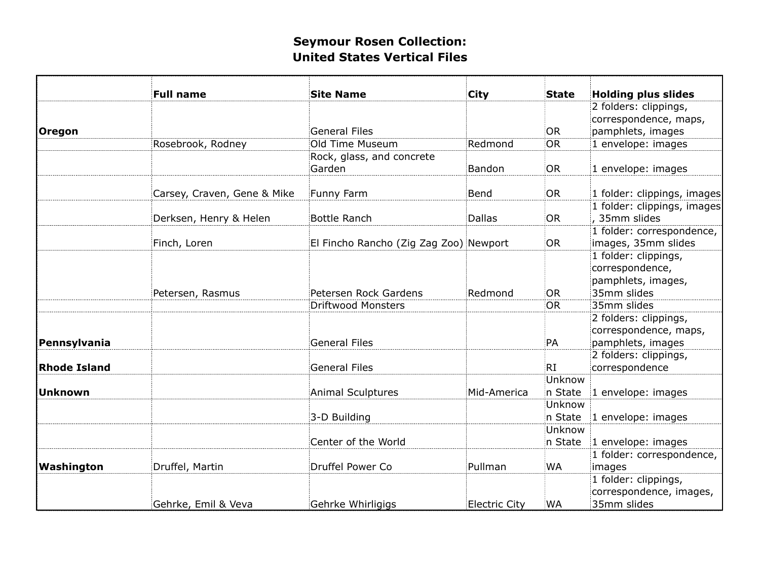# Seymour Rosen Collection:
# United States Vertical Files

| | Full name | Site Name | City | State | Holding plus slides |
|---|---|---|---|---|---|
| **Oregon** | | General Files | | OR | 2 folders: clippings, correspondence, maps, pamphlets, images |
| | Rosebrook, Rodney | Old Time Museum | Redmond | OR | 1 envelope: images |
| | | Rock, glass, and concrete Garden | Bandon | OR | 1 envelope: images |
| | Carsey, Craven, Gene & Mike | Funny Farm | Bend | OR | 1 folder: clippings, images |
| | Derksen, Henry & Helen | Bottle Ranch | Dallas | OR | 1 folder: clippings, images , 35mm slides |
| | Finch, Loren | El Fincho Rancho (Zig Zag Zoo) | Newport | OR | 1 folder: correspondence, images, 35mm slides |
| | Petersen, Rasmus | Petersen Rock Gardens | Redmond | OR | 1 folder: clippings, correspondence, pamphlets, images, 35mm slides |
| | | Driftwood Monsters | | OR | 35mm slides |
| **Pennsylvania** | | General Files | | PA | 2 folders: clippings, correspondence, maps, pamphlets, images |
| **Rhode Island** | | General Files | | RI | 2 folders: clippings, correspondence |
| **Unknown** | | Animal Sculptures | Mid-America | Unknown State | 1 envelope: images |
| | | 3-D Building | | Unknown State | 1 envelope: images |
| | | Center of the World | | Unknown State | 1 envelope: images |
| **Washington** | Druffel, Martin | Druffel Power Co | Pullman | WA | 1 folder: correspondence, images |
| | Gehrke, Emil & Veva | Gehrke Whirligigs | Electric City | WA | 1 folder: clippings, correspondence, images, 35mm slides |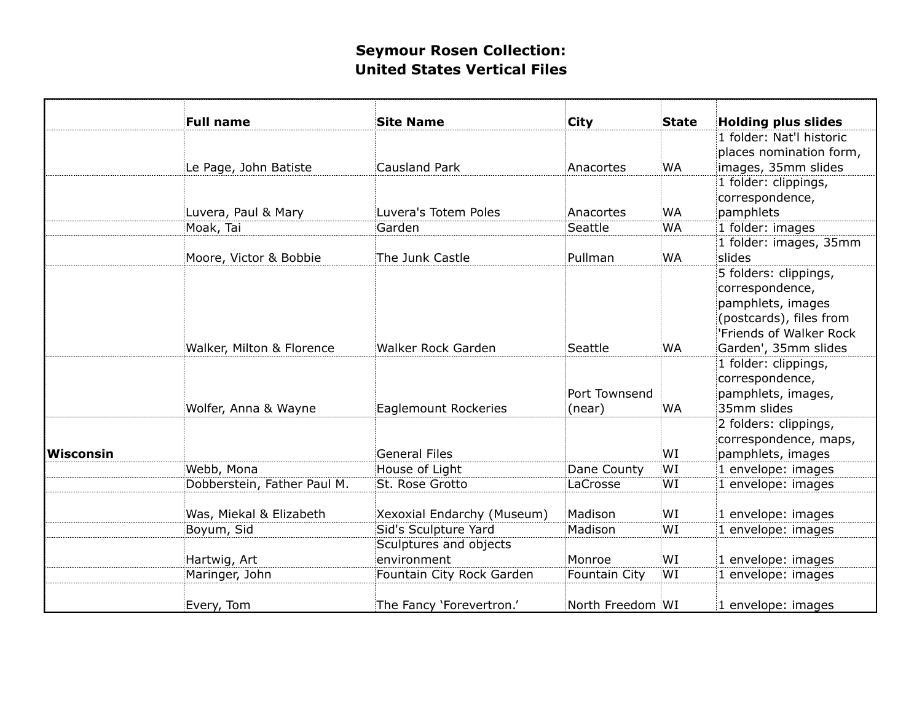# Seymour Rosen Collection:
# United States Vertical Files

| | Full name | Site Name | City | State | Holding plus slides |
|---|---|---|---|---|---|
| | Le Page, John Batiste | Causland Park | Anacortes | WA | 1 folder: Nat'l historic places nomination form, images, 35mm slides |
| | Luvera, Paul & Mary | Luvera's Totem Poles | Anacortes | WA | 1 folder: clippings, correspondence, pamphlets |
| | Moak, Tai | Garden | Seattle | WA | 1 folder: images |
| | Moore, Victor & Bobbie | The Junk Castle | Pullman | WA | 1 folder: images, 35mm slides |
| | Walker, Milton & Florence | Walker Rock Garden | Seattle | WA | 5 folders: clippings, correspondence, pamphlets, images (postcards), files from 'Friends of Walker Rock Garden', 35mm slides |
| | Wolfer, Anna & Wayne | Eaglemount Rockeries | Port Townsend (near) | WA | 1 folder: clippings, correspondence, pamphlets, images, 35mm slides |
| **Wisconsin** | | General Files | | WI | 2 folders: clippings, correspondence, maps, pamphlets, images |
| | Webb, Mona | House of Light | Dane County | WI | 1 envelope: images |
| | Dobberstein, Father Paul M. | St. Rose Grotto | LaCrosse | WI | 1 envelope: images |
| | Was, Miekal & Elizabeth | Xexoxial Endarchy (Museum) | Madison | WI | 1 envelope: images |
| | Boyum, Sid | Sid's Sculpture Yard | Madison | WI | 1 envelope: images |
| | Hartwig, Art | Sculptures and objects environment | Monroe | WI | 1 envelope: images |
| | Maringer, John | Fountain City Rock Garden | Fountain City | WI | 1 envelope: images |
| | Every, Tom | The Fancy 'Forevertron.' | North Freedom | WI | 1 envelope: images |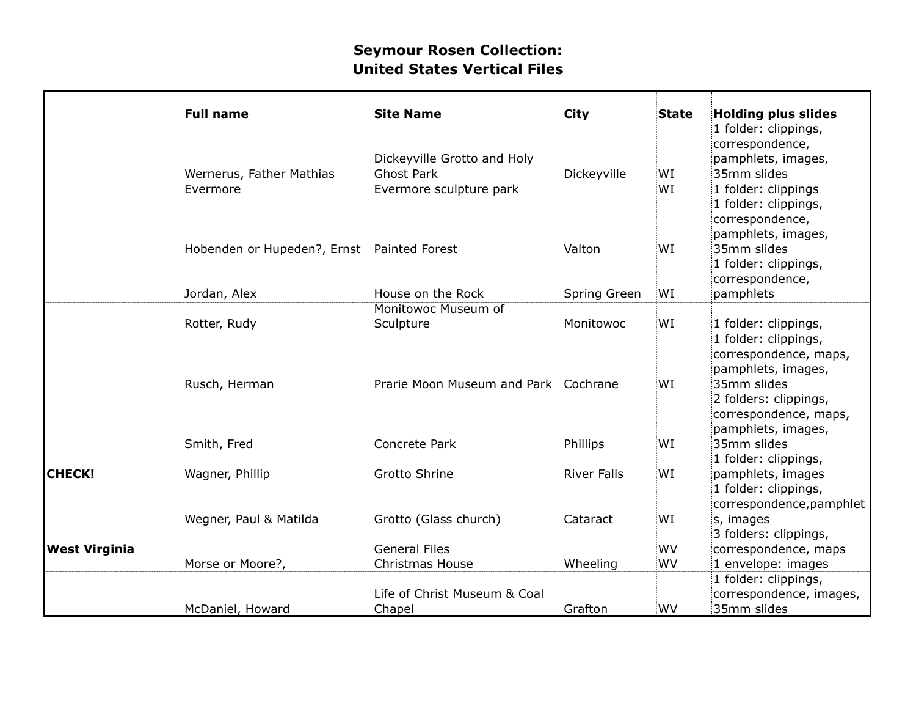# Seymour Rosen Collection: United States Vertical Files

| | Full name | Site Name | City | State | Holding plus slides |
|---|---|---|---|---|---|
| | Wernerus, Father Mathias | Dickeyville Grotto and Holy Ghost Park | Dickeyville | WI | 1 folder: clippings, correspondence, pamphlets, images, 35mm slides |
| | Evermore | Evermore sculpture park | | WI | 1 folder: clippings |
| | Hobenden or Hupeden?, Ernst | Painted Forest | Valton | WI | 1 folder: clippings, correspondence, pamphlets, images, 35mm slides |
| | Jordan, Alex | House on the Rock | Spring Green | WI | 1 folder: clippings, correspondence, pamphlets |
| | Rotter, Rudy | Monitowoc Museum of Sculpture | Monitowoc | WI | 1 folder: clippings, |
| | Rusch, Herman | Prarie Moon Museum and Park | Cochrane | WI | 1 folder: clippings, correspondence, maps, pamphlets, images, 35mm slides |
| | Smith, Fred | Concrete Park | Phillips | WI | 2 folders: clippings, correspondence, maps, pamphlets, images, 35mm slides |
| **CHECK!** | Wagner, Phillip | Grotto Shrine | River Falls | WI | 1 folder: clippings, pamphlets, images |
| | Wegner, Paul & Matilda | Grotto (Glass church) | Cataract | WI | 1 folder: clippings, correspondence,pamphlets, images |
| **West Virginia** | | General Files | | WV | 3 folders: clippings, correspondence, maps |
| | Morse or Moore?, | Christmas House | Wheeling | WV | 1 envelope: images |
| | McDaniel, Howard | Life of Christ Museum & Coal Chapel | Grafton | WV | 1 folder: clippings, correspondence, images, 35mm slides |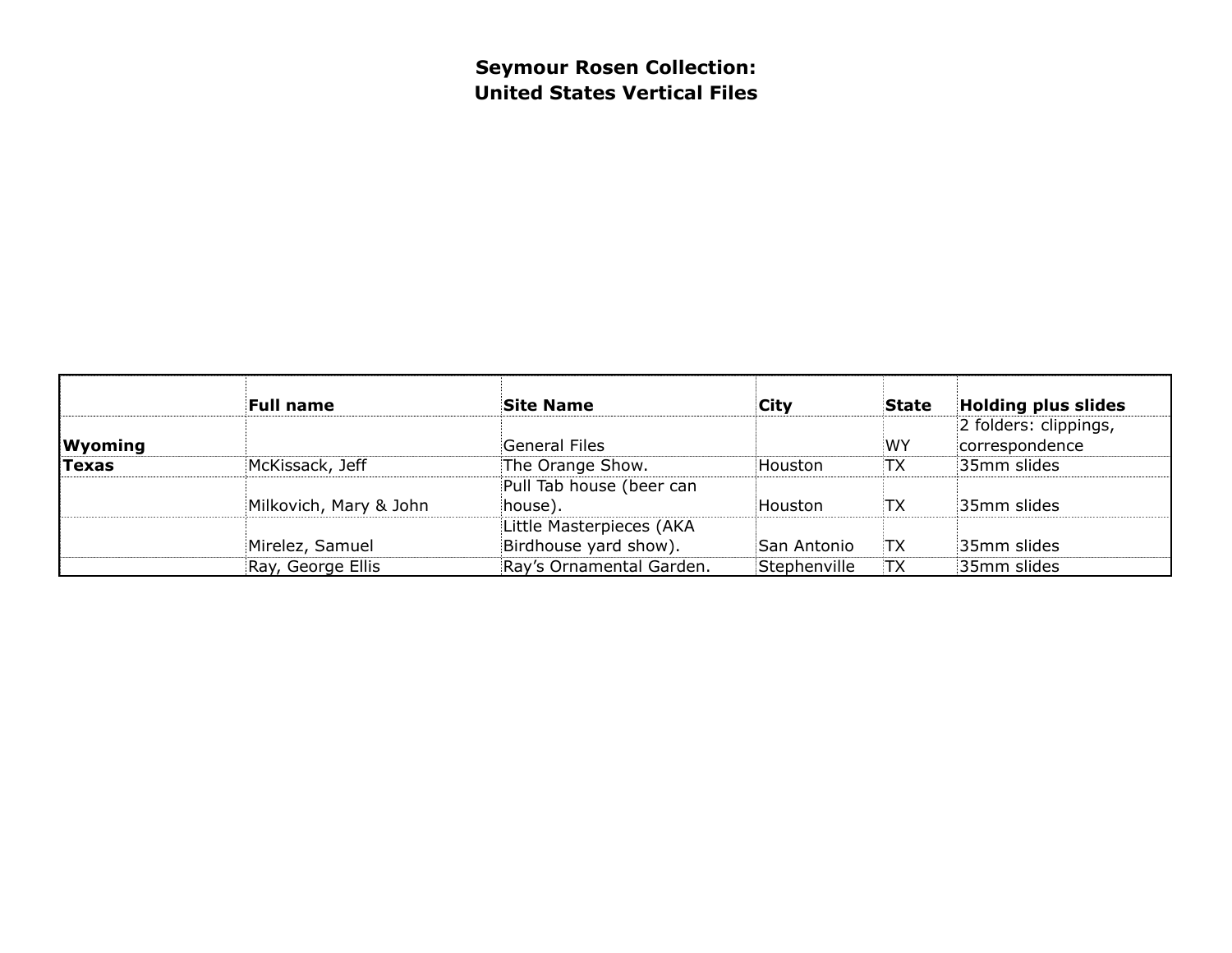**Seymour Rosen Collection:**
**United States Vertical Files**

| | Full name | Site Name | City | State | Holding plus slides |
|---|---|---|---|---|---|
| **Wyoming** | | General Files | | WY | 2 folders: clippings, correspondence |
| **Texas** | McKissack, Jeff | The Orange Show. | Houston | TX | 35mm slides |
| | Milkovich, Mary & John | Pull Tab house (beer can house). | Houston | TX | 35mm slides |
| | Mirelez, Samuel | Little Masterpieces (AKA Birdhouse yard show). | San Antonio | TX | 35mm slides |
| | Ray, George Ellis | Ray’s Ornamental Garden. | Stephenville | TX | 35mm slides |